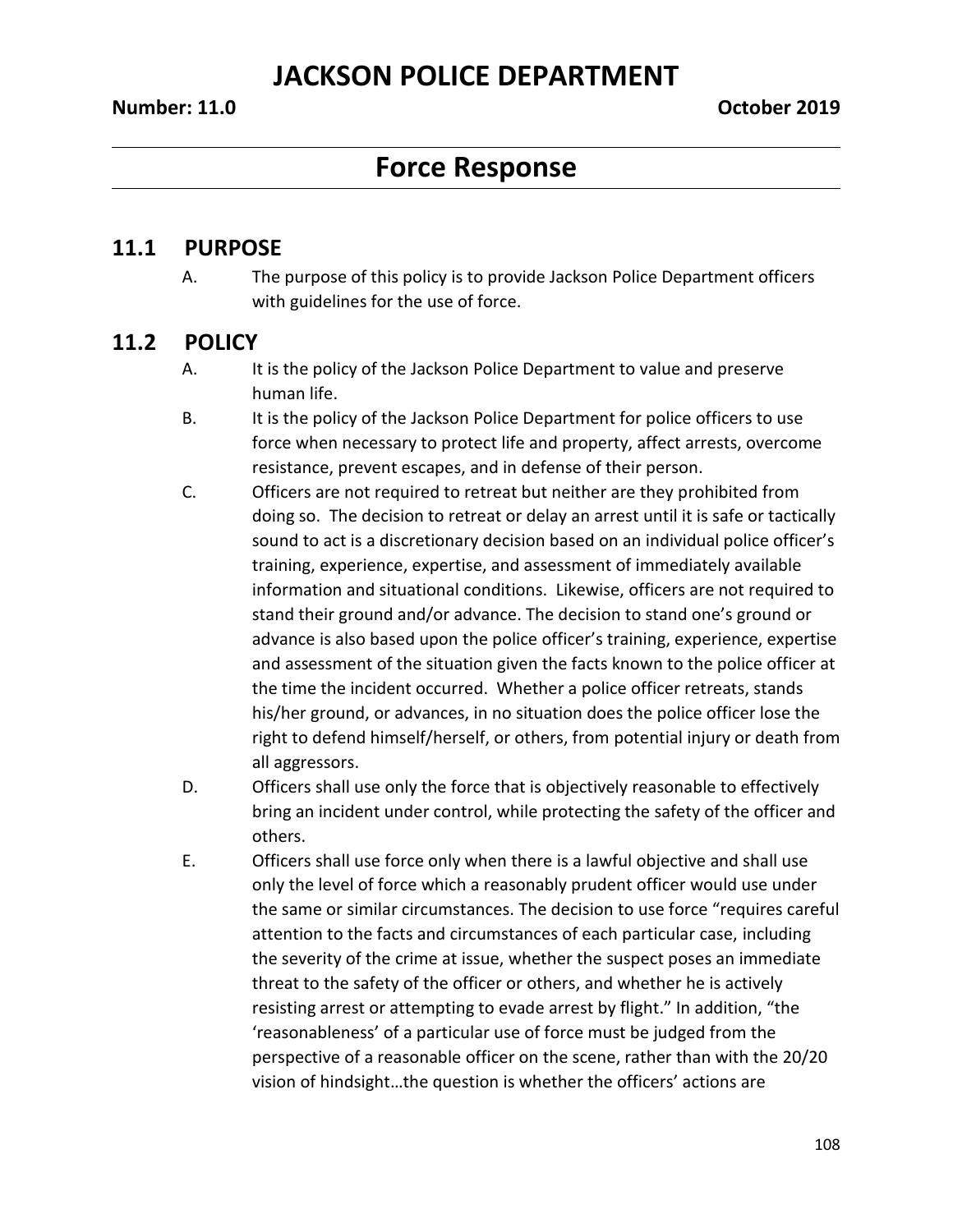# JACKSON POLICE DEPARTMENT

**Number: 11.0** **October 2019**

## Force Response

### 11.1 PURPOSE

A. The purpose of this policy is to provide Jackson Police Department officers with guidelines for the use of force.

### 11.2 POLICY

A. It is the policy of the Jackson Police Department to value and preserve human life.

B. It is the policy of the Jackson Police Department for police officers to use force when necessary to protect life and property, affect arrests, overcome resistance, prevent escapes, and in defense of their person.

C. Officers are not required to retreat but neither are they prohibited from doing so. The decision to retreat or delay an arrest until it is safe or tactically sound to act is a discretionary decision based on an individual police officer's training, experience, expertise, and assessment of immediately available information and situational conditions. Likewise, officers are not required to stand their ground and/or advance. The decision to stand one's ground or advance is also based upon the police officer's training, experience, expertise and assessment of the situation given the facts known to the police officer at the time the incident occurred. Whether a police officer retreats, stands his/her ground, or advances, in no situation does the police officer lose the right to defend himself/herself, or others, from potential injury or death from all aggressors.

D. Officers shall use only the force that is objectively reasonable to effectively bring an incident under control, while protecting the safety of the officer and others.

E. Officers shall use force only when there is a lawful objective and shall use only the level of force which a reasonably prudent officer would use under the same or similar circumstances. The decision to use force "requires careful attention to the facts and circumstances of each particular case, including the severity of the crime at issue, whether the suspect poses an immediate threat to the safety of the officer or others, and whether he is actively resisting arrest or attempting to evade arrest by flight." In addition, "the 'reasonableness' of a particular use of force must be judged from the perspective of a reasonable officer on the scene, rather than with the 20/20 vision of hindsight…the question is whether the officers' actions are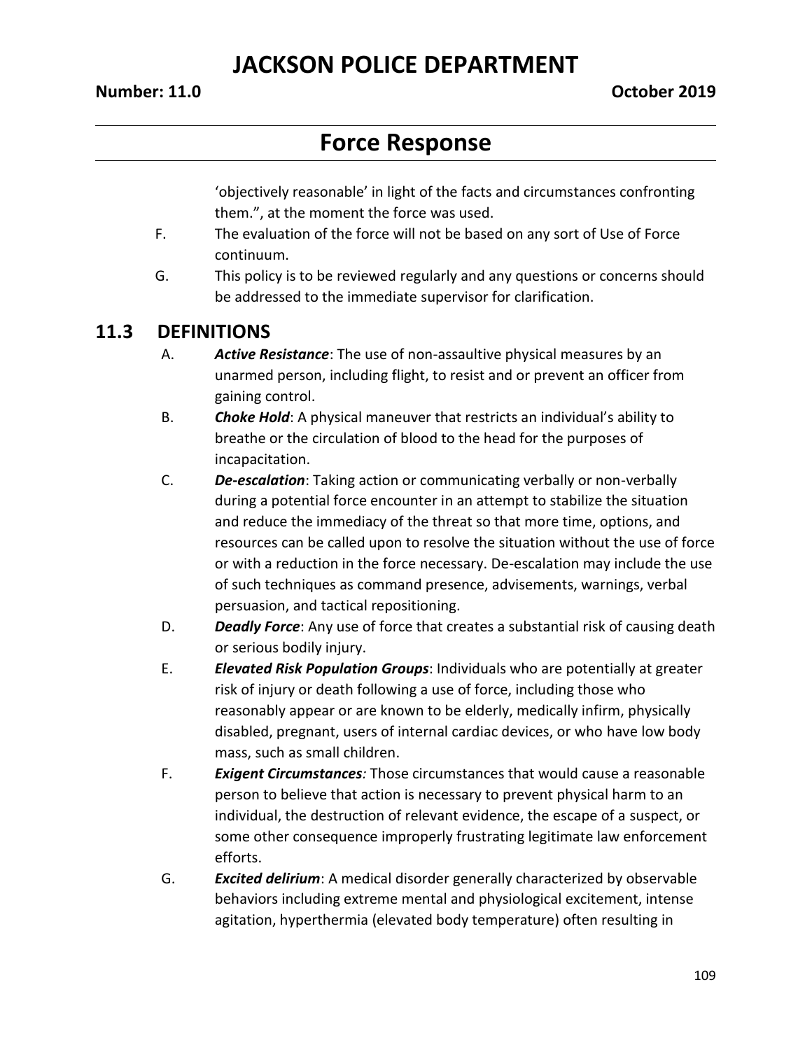'objectively reasonable' in light of the facts and circumstances confronting them.", at the moment the force was used.

F. The evaluation of the force will not be based on any sort of Use of Force continuum.

G. This policy is to be reviewed regularly and any questions or concerns should be addressed to the immediate supervisor for clarification.

## 11.3 DEFINITIONS

A. ***Active Resistance***: The use of non-assaultive physical measures by an unarmed person, including flight, to resist and or prevent an officer from gaining control.

B. ***Choke Hold***: A physical maneuver that restricts an individual's ability to breathe or the circulation of blood to the head for the purposes of incapacitation.

C. ***De-escalation***: Taking action or communicating verbally or non-verbally during a potential force encounter in an attempt to stabilize the situation and reduce the immediacy of the threat so that more time, options, and resources can be called upon to resolve the situation without the use of force or with a reduction in the force necessary. De-escalation may include the use of such techniques as command presence, advisements, warnings, verbal persuasion, and tactical repositioning.

D. ***Deadly Force***: Any use of force that creates a substantial risk of causing death or serious bodily injury.

E. ***Elevated Risk Population Groups***: Individuals who are potentially at greater risk of injury or death following a use of force, including those who reasonably appear or are known to be elderly, medically infirm, physically disabled, pregnant, users of internal cardiac devices, or who have low body mass, such as small children.

F. ***Exigent Circumstances:*** Those circumstances that would cause a reasonable person to believe that action is necessary to prevent physical harm to an individual, the destruction of relevant evidence, the escape of a suspect, or some other consequence improperly frustrating legitimate law enforcement efforts.

G. ***Excited delirium***: A medical disorder generally characterized by observable behaviors including extreme mental and physiological excitement, intense agitation, hyperthermia (elevated body temperature) often resulting in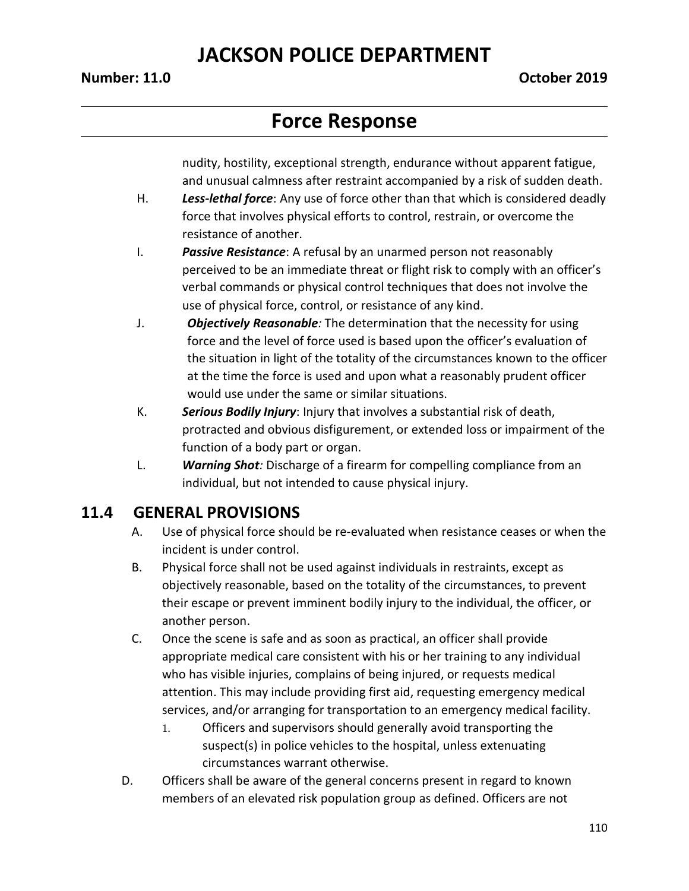nudity, hostility, exceptional strength, endurance without apparent fatigue, and unusual calmness after restraint accompanied by a risk of sudden death.

H. ***Less-lethal force***: Any use of force other than that which is considered deadly force that involves physical efforts to control, restrain, or overcome the resistance of another.

I. ***Passive Resistance***: A refusal by an unarmed person not reasonably perceived to be an immediate threat or flight risk to comply with an officer's verbal commands or physical control techniques that does not involve the use of physical force, control, or resistance of any kind.

J. ***Objectively Reasonable:*** The determination that the necessity for using force and the level of force used is based upon the officer's evaluation of the situation in light of the totality of the circumstances known to the officer at the time the force is used and upon what a reasonably prudent officer would use under the same or similar situations.

K. ***Serious Bodily Injury***: Injury that involves a substantial risk of death, protracted and obvious disfigurement, or extended loss or impairment of the function of a body part or organ.

L. ***Warning Shot:*** Discharge of a firearm for compelling compliance from an individual, but not intended to cause physical injury.

## 11.4 GENERAL PROVISIONS

A. Use of physical force should be re-evaluated when resistance ceases or when the incident is under control.

B. Physical force shall not be used against individuals in restraints, except as objectively reasonable, based on the totality of the circumstances, to prevent their escape or prevent imminent bodily injury to the individual, the officer, or another person.

C. Once the scene is safe and as soon as practical, an officer shall provide appropriate medical care consistent with his or her training to any individual who has visible injuries, complains of being injured, or requests medical attention. This may include providing first aid, requesting emergency medical services, and/or arranging for transportation to an emergency medical facility.

   1. Officers and supervisors should generally avoid transporting the suspect(s) in police vehicles to the hospital, unless extenuating circumstances warrant otherwise.

D. Officers shall be aware of the general concerns present in regard to known members of an elevated risk population group as defined. Officers are not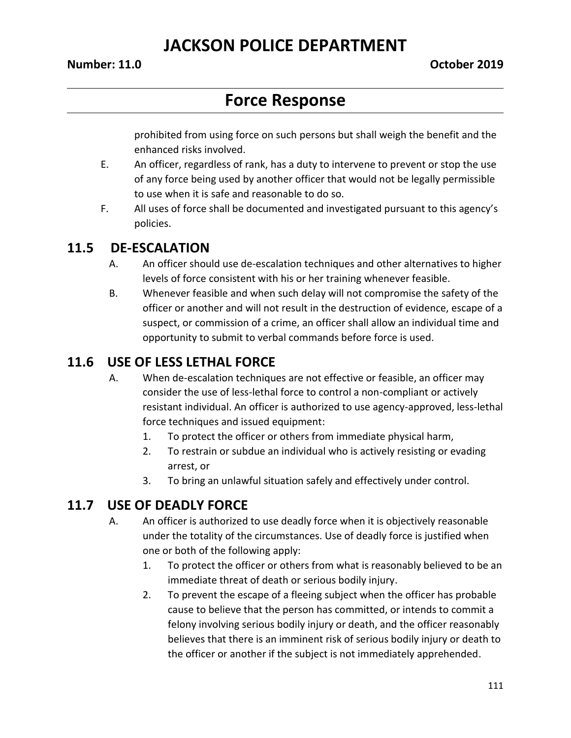prohibited from using force on such persons but shall weigh the benefit and the enhanced risks involved.

E. An officer, regardless of rank, has a duty to intervene to prevent or stop the use of any force being used by another officer that would not be legally permissible to use when it is safe and reasonable to do so.

F. All uses of force shall be documented and investigated pursuant to this agency's policies.

## 11.5 DE-ESCALATION

A. An officer should use de-escalation techniques and other alternatives to higher levels of force consistent with his or her training whenever feasible.

B. Whenever feasible and when such delay will not compromise the safety of the officer or another and will not result in the destruction of evidence, escape of a suspect, or commission of a crime, an officer shall allow an individual time and opportunity to submit to verbal commands before force is used.

## 11.6 USE OF LESS LETHAL FORCE

A. When de-escalation techniques are not effective or feasible, an officer may consider the use of less-lethal force to control a non-compliant or actively resistant individual. An officer is authorized to use agency-approved, less-lethal force techniques and issued equipment:

1. To protect the officer or others from immediate physical harm,
2. To restrain or subdue an individual who is actively resisting or evading arrest, or
3. To bring an unlawful situation safely and effectively under control.

## 11.7 USE OF DEADLY FORCE

A. An officer is authorized to use deadly force when it is objectively reasonable under the totality of the circumstances. Use of deadly force is justified when one or both of the following apply:

1. To protect the officer or others from what is reasonably believed to be an immediate threat of death or serious bodily injury.
2. To prevent the escape of a fleeing subject when the officer has probable cause to believe that the person has committed, or intends to commit a felony involving serious bodily injury or death, and the officer reasonably believes that there is an imminent risk of serious bodily injury or death to the officer or another if the subject is not immediately apprehended.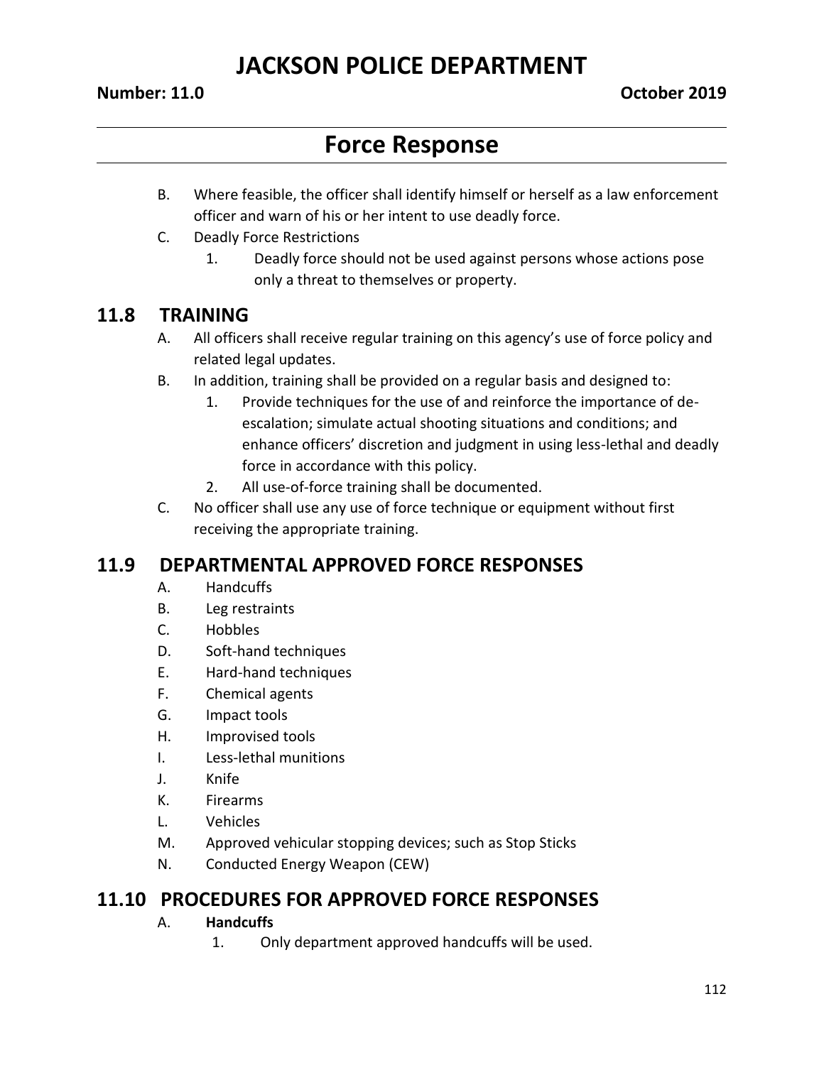B. Where feasible, the officer shall identify himself or herself as a law enforcement officer and warn of his or her intent to use deadly force.

C. Deadly Force Restrictions

   1. Deadly force should not be used against persons whose actions pose only a threat to themselves or property.

## 11.8 TRAINING

A. All officers shall receive regular training on this agency's use of force policy and related legal updates.

B. In addition, training shall be provided on a regular basis and designed to:

   1. Provide techniques for the use of and reinforce the importance of de-escalation; simulate actual shooting situations and conditions; and enhance officers' discretion and judgment in using less-lethal and deadly force in accordance with this policy.
   2. All use-of-force training shall be documented.

C. No officer shall use any use of force technique or equipment without first receiving the appropriate training.

## 11.9 DEPARTMENTAL APPROVED FORCE RESPONSES

A. Handcuffs

B. Leg restraints

C. Hobbles

D. Soft-hand techniques

E. Hard-hand techniques

F. Chemical agents

G. Impact tools

H. Improvised tools

I. Less-lethal munitions

J. Knife

K. Firearms

L. Vehicles

M. Approved vehicular stopping devices; such as Stop Sticks

N. Conducted Energy Weapon (CEW)

## 11.10 PROCEDURES FOR APPROVED FORCE RESPONSES

A. **Handcuffs**

   1. Only department approved handcuffs will be used.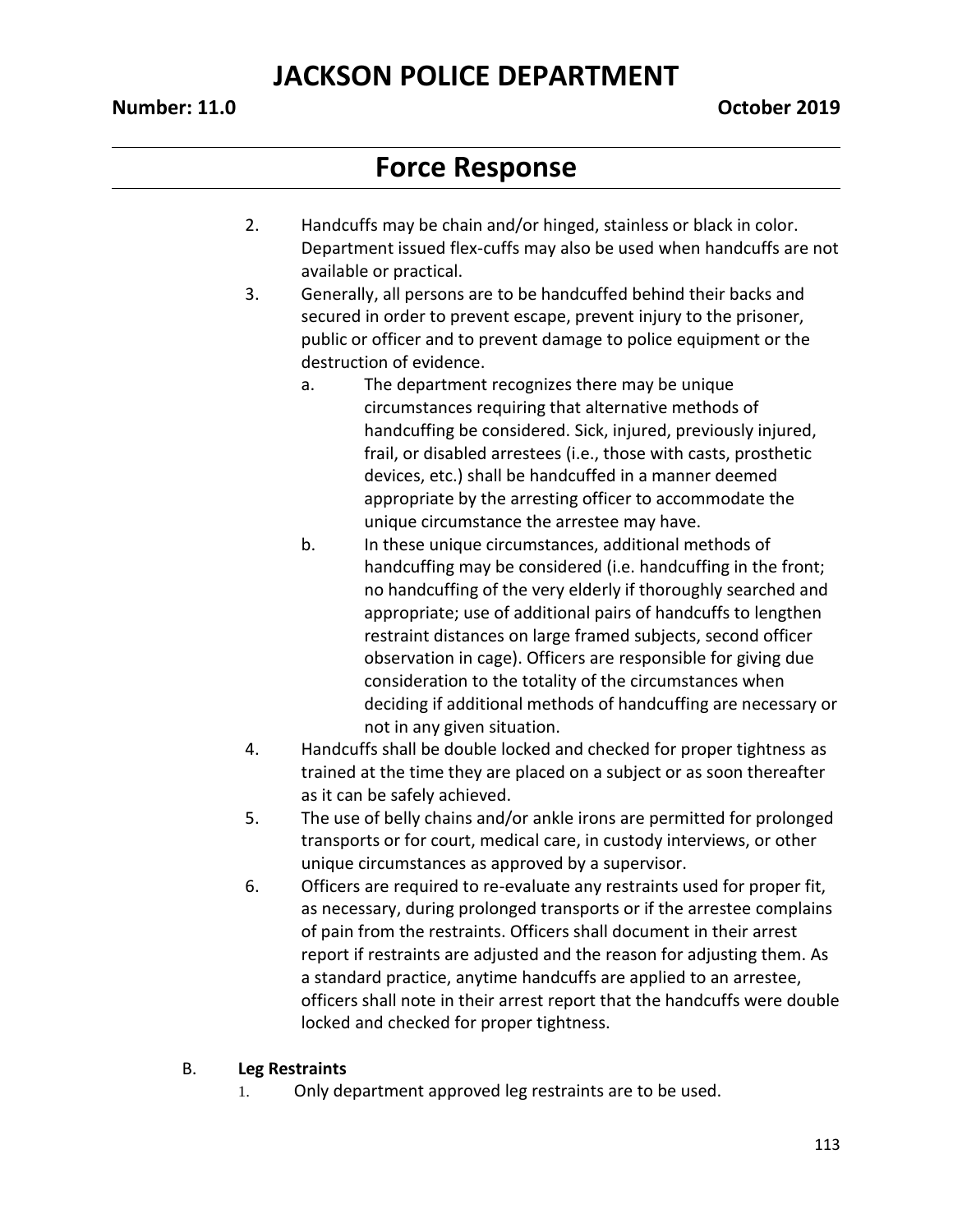2. Handcuffs may be chain and/or hinged, stainless or black in color. Department issued flex-cuffs may also be used when handcuffs are not available or practical.
3. Generally, all persons are to be handcuffed behind their backs and secured in order to prevent escape, prevent injury to the prisoner, public or officer and to prevent damage to police equipment or the destruction of evidence.
   a. The department recognizes there may be unique circumstances requiring that alternative methods of handcuffing be considered. Sick, injured, previously injured, frail, or disabled arrestees (i.e., those with casts, prosthetic devices, etc.) shall be handcuffed in a manner deemed appropriate by the arresting officer to accommodate the unique circumstance the arrestee may have.
   b. In these unique circumstances, additional methods of handcuffing may be considered (i.e. handcuffing in the front; no handcuffing of the very elderly if thoroughly searched and appropriate; use of additional pairs of handcuffs to lengthen restraint distances on large framed subjects, second officer observation in cage). Officers are responsible for giving due consideration to the totality of the circumstances when deciding if additional methods of handcuffing are necessary or not in any given situation.
4. Handcuffs shall be double locked and checked for proper tightness as trained at the time they are placed on a subject or as soon thereafter as it can be safely achieved.
5. The use of belly chains and/or ankle irons are permitted for prolonged transports or for court, medical care, in custody interviews, or other unique circumstances as approved by a supervisor.
6. Officers are required to re-evaluate any restraints used for proper fit, as necessary, during prolonged transports or if the arrestee complains of pain from the restraints. Officers shall document in their arrest report if restraints are adjusted and the reason for adjusting them. As a standard practice, anytime handcuffs are applied to an arrestee, officers shall note in their arrest report that the handcuffs were double locked and checked for proper tightness.

B. **Leg Restraints**

1. Only department approved leg restraints are to be used.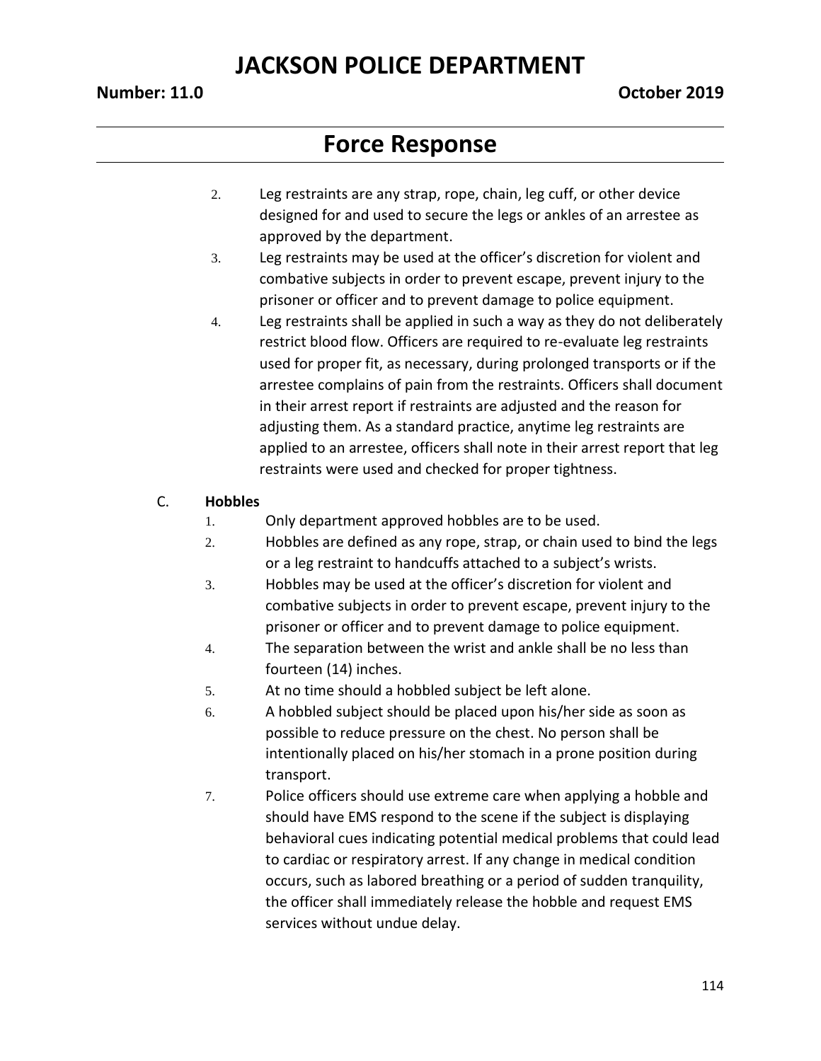2. Leg restraints are any strap, rope, chain, leg cuff, or other device designed for and used to secure the legs or ankles of an arrestee as approved by the department.
3. Leg restraints may be used at the officer's discretion for violent and combative subjects in order to prevent escape, prevent injury to the prisoner or officer and to prevent damage to police equipment.
4. Leg restraints shall be applied in such a way as they do not deliberately restrict blood flow. Officers are required to re-evaluate leg restraints used for proper fit, as necessary, during prolonged transports or if the arrestee complains of pain from the restraints. Officers shall document in their arrest report if restraints are adjusted and the reason for adjusting them. As a standard practice, anytime leg restraints are applied to an arrestee, officers shall note in their arrest report that leg restraints were used and checked for proper tightness.

C. **Hobbles**

1. Only department approved hobbles are to be used.
2. Hobbles are defined as any rope, strap, or chain used to bind the legs or a leg restraint to handcuffs attached to a subject's wrists.
3. Hobbles may be used at the officer's discretion for violent and combative subjects in order to prevent escape, prevent injury to the prisoner or officer and to prevent damage to police equipment.
4. The separation between the wrist and ankle shall be no less than fourteen (14) inches.
5. At no time should a hobbled subject be left alone.
6. A hobbled subject should be placed upon his/her side as soon as possible to reduce pressure on the chest. No person shall be intentionally placed on his/her stomach in a prone position during transport.
7. Police officers should use extreme care when applying a hobble and should have EMS respond to the scene if the subject is displaying behavioral cues indicating potential medical problems that could lead to cardiac or respiratory arrest. If any change in medical condition occurs, such as labored breathing or a period of sudden tranquility, the officer shall immediately release the hobble and request EMS services without undue delay.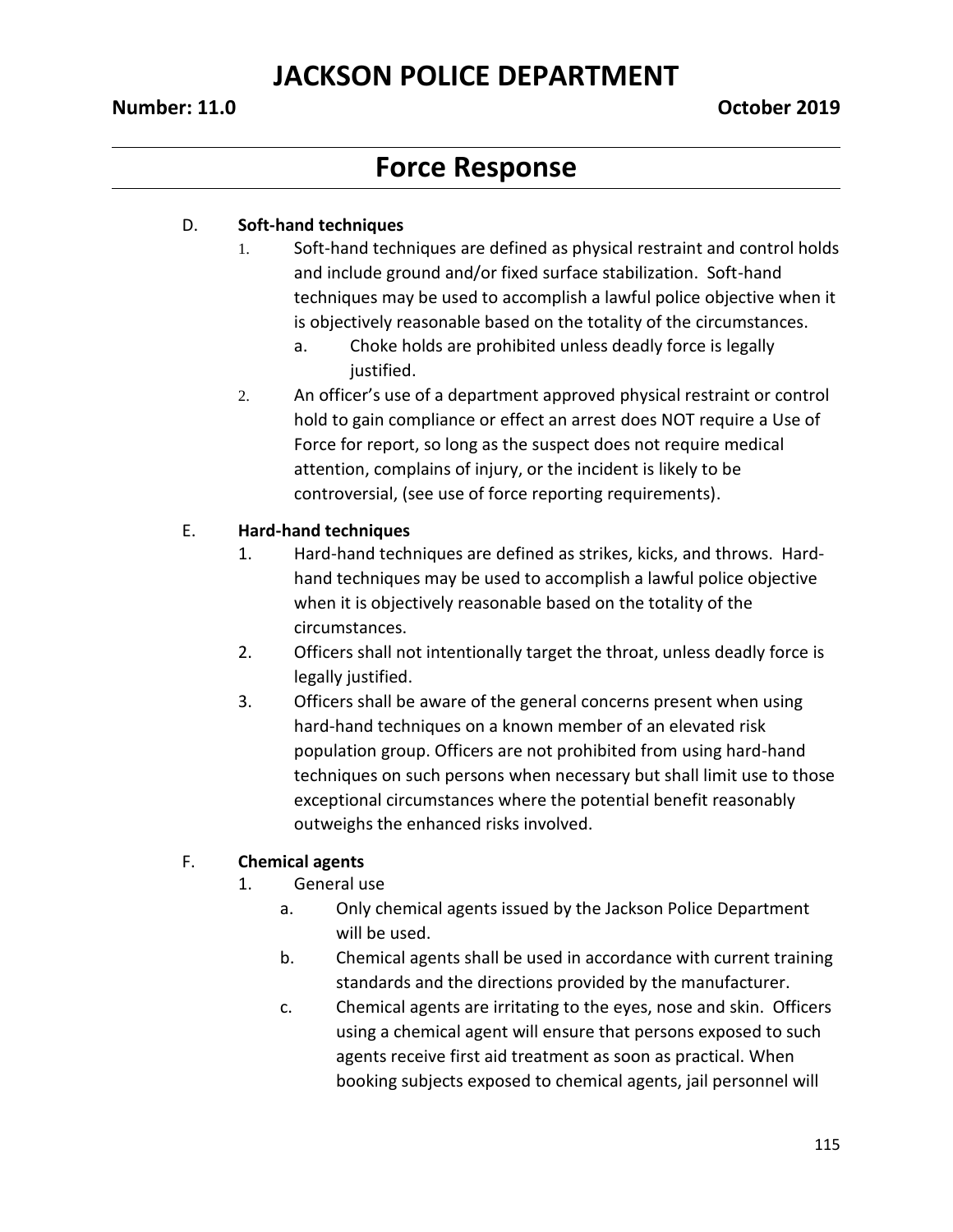## Force Response

D. **Soft-hand techniques**

1. Soft-hand techniques are defined as physical restraint and control holds and include ground and/or fixed surface stabilization. Soft-hand techniques may be used to accomplish a lawful police objective when it is objectively reasonable based on the totality of the circumstances.
   a. Choke holds are prohibited unless deadly force is legally justified.
2. An officer's use of a department approved physical restraint or control hold to gain compliance or effect an arrest does NOT require a Use of Force for report, so long as the suspect does not require medical attention, complains of injury, or the incident is likely to be controversial, (see use of force reporting requirements).

E. **Hard-hand techniques**

1. Hard-hand techniques are defined as strikes, kicks, and throws. Hard-hand techniques may be used to accomplish a lawful police objective when it is objectively reasonable based on the totality of the circumstances.
2. Officers shall not intentionally target the throat, unless deadly force is legally justified.
3. Officers shall be aware of the general concerns present when using hard-hand techniques on a known member of an elevated risk population group. Officers are not prohibited from using hard-hand techniques on such persons when necessary but shall limit use to those exceptional circumstances where the potential benefit reasonably outweighs the enhanced risks involved.

F. **Chemical agents**

1. General use
   a. Only chemical agents issued by the Jackson Police Department will be used.
   b. Chemical agents shall be used in accordance with current training standards and the directions provided by the manufacturer.
   c. Chemical agents are irritating to the eyes, nose and skin. Officers using a chemical agent will ensure that persons exposed to such agents receive first aid treatment as soon as practical. When booking subjects exposed to chemical agents, jail personnel will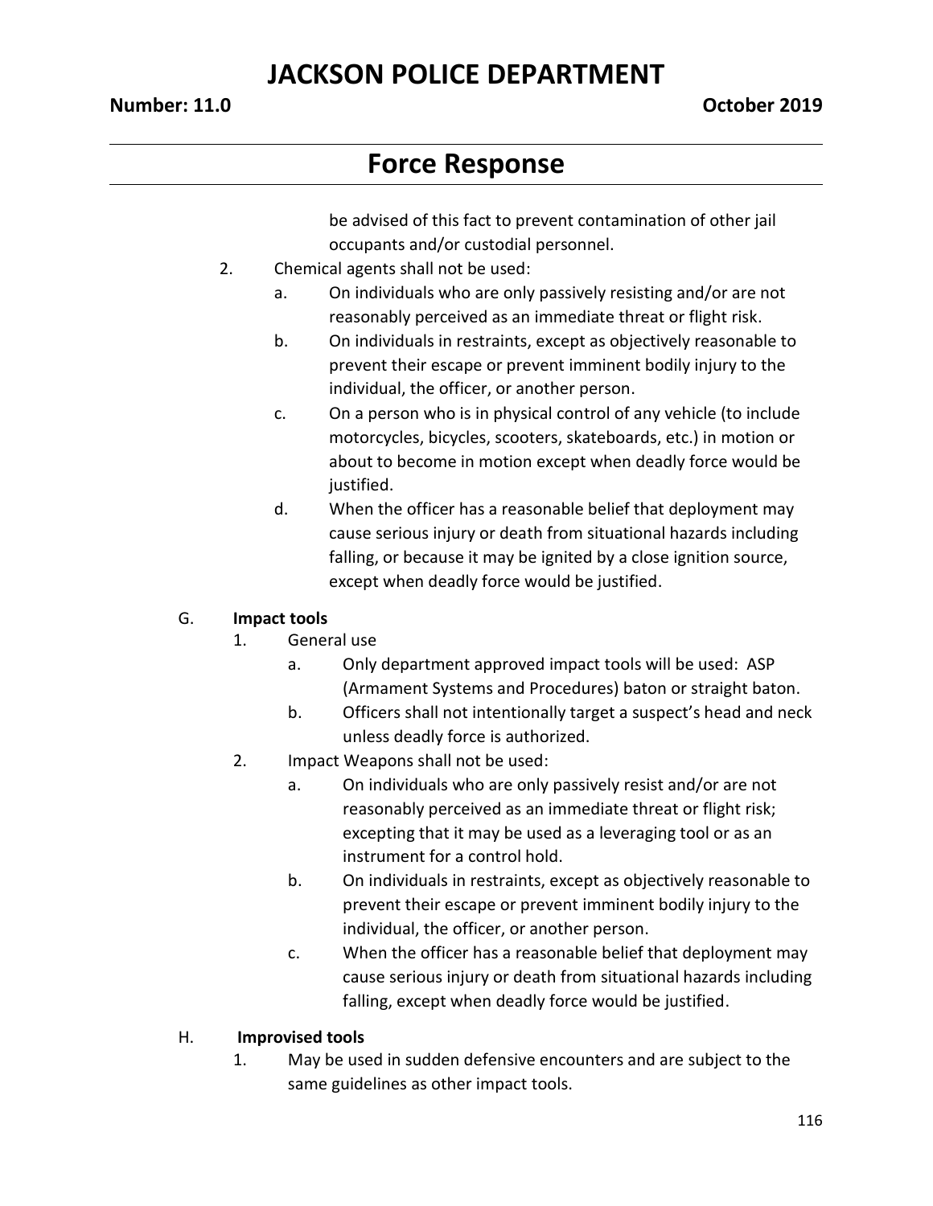be advised of this fact to prevent contamination of other jail occupants and/or custodial personnel.

2. Chemical agents shall not be used:
   a. On individuals who are only passively resisting and/or are not reasonably perceived as an immediate threat or flight risk.
   b. On individuals in restraints, except as objectively reasonable to prevent their escape or prevent imminent bodily injury to the individual, the officer, or another person.
   c. On a person who is in physical control of any vehicle (to include motorcycles, bicycles, scooters, skateboards, etc.) in motion or about to become in motion except when deadly force would be justified.
   d. When the officer has a reasonable belief that deployment may cause serious injury or death from situational hazards including falling, or because it may be ignited by a close ignition source, except when deadly force would be justified.

G. **Impact tools**

1. General use
   a. Only department approved impact tools will be used: ASP (Armament Systems and Procedures) baton or straight baton.
   b. Officers shall not intentionally target a suspect's head and neck unless deadly force is authorized.
2. Impact Weapons shall not be used:
   a. On individuals who are only passively resist and/or are not reasonably perceived as an immediate threat or flight risk; excepting that it may be used as a leveraging tool or as an instrument for a control hold.
   b. On individuals in restraints, except as objectively reasonable to prevent their escape or prevent imminent bodily injury to the individual, the officer, or another person.
   c. When the officer has a reasonable belief that deployment may cause serious injury or death from situational hazards including falling, except when deadly force would be justified.

H. **Improvised tools**

1. May be used in sudden defensive encounters and are subject to the same guidelines as other impact tools.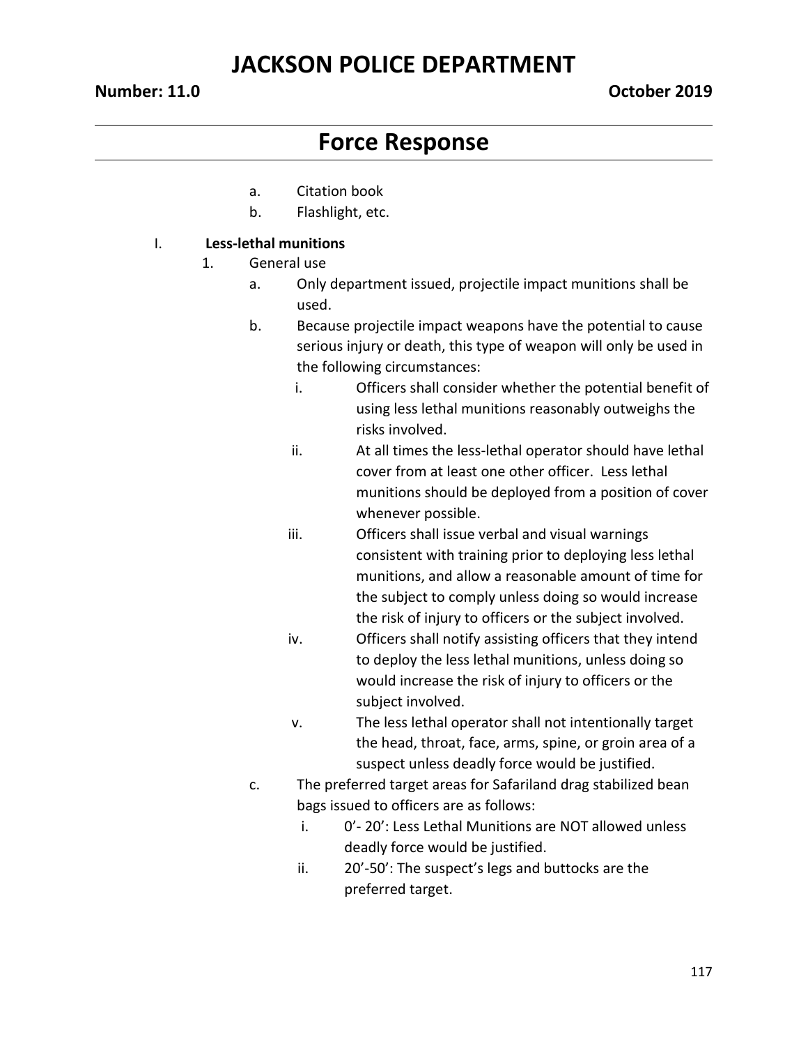a. Citation book
b. Flashlight, etc.

I. **Less-lethal munitions**

1. General use
   a. Only department issued, projectile impact munitions shall be used.
   b. Because projectile impact weapons have the potential to cause serious injury or death, this type of weapon will only be used in the following circumstances:
      i. Officers shall consider whether the potential benefit of using less lethal munitions reasonably outweighs the risks involved.
      ii. At all times the less-lethal operator should have lethal cover from at least one other officer. Less lethal munitions should be deployed from a position of cover whenever possible.
      iii. Officers shall issue verbal and visual warnings consistent with training prior to deploying less lethal munitions, and allow a reasonable amount of time for the subject to comply unless doing so would increase the risk of injury to officers or the subject involved.
      iv. Officers shall notify assisting officers that they intend to deploy the less lethal munitions, unless doing so would increase the risk of injury to officers or the subject involved.
      v. The less lethal operator shall not intentionally target the head, throat, face, arms, spine, or groin area of a suspect unless deadly force would be justified.
   c. The preferred target areas for Safariland drag stabilized bean bags issued to officers are as follows:
      i. 0'- 20': Less Lethal Munitions are NOT allowed unless deadly force would be justified.
      ii. 20'-50': The suspect's legs and buttocks are the preferred target.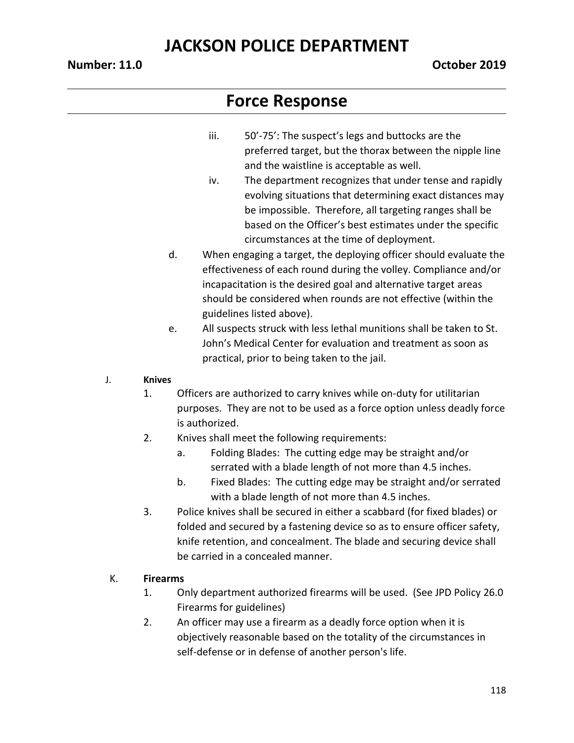iii. 50'-75': The suspect's legs and buttocks are the preferred target, but the thorax between the nipple line and the waistline is acceptable as well.

iv. The department recognizes that under tense and rapidly evolving situations that determining exact distances may be impossible. Therefore, all targeting ranges shall be based on the Officer's best estimates under the specific circumstances at the time of deployment.

d. When engaging a target, the deploying officer should evaluate the effectiveness of each round during the volley. Compliance and/or incapacitation is the desired goal and alternative target areas should be considered when rounds are not effective (within the guidelines listed above).

e. All suspects struck with less lethal munitions shall be taken to St. John's Medical Center for evaluation and treatment as soon as practical, prior to being taken to the jail.

J. **Knives**

1. Officers are authorized to carry knives while on-duty for utilitarian purposes. They are not to be used as a force option unless deadly force is authorized.
2. Knives shall meet the following requirements:
   a. Folding Blades: The cutting edge may be straight and/or serrated with a blade length of not more than 4.5 inches.
   b. Fixed Blades: The cutting edge may be straight and/or serrated with a blade length of not more than 4.5 inches.
3. Police knives shall be secured in either a scabbard (for fixed blades) or folded and secured by a fastening device so as to ensure officer safety, knife retention, and concealment. The blade and securing device shall be carried in a concealed manner.

K. **Firearms**

1. Only department authorized firearms will be used. (See JPD Policy 26.0 Firearms for guidelines)
2. An officer may use a firearm as a deadly force option when it is objectively reasonable based on the totality of the circumstances in self-defense or in defense of another person's life.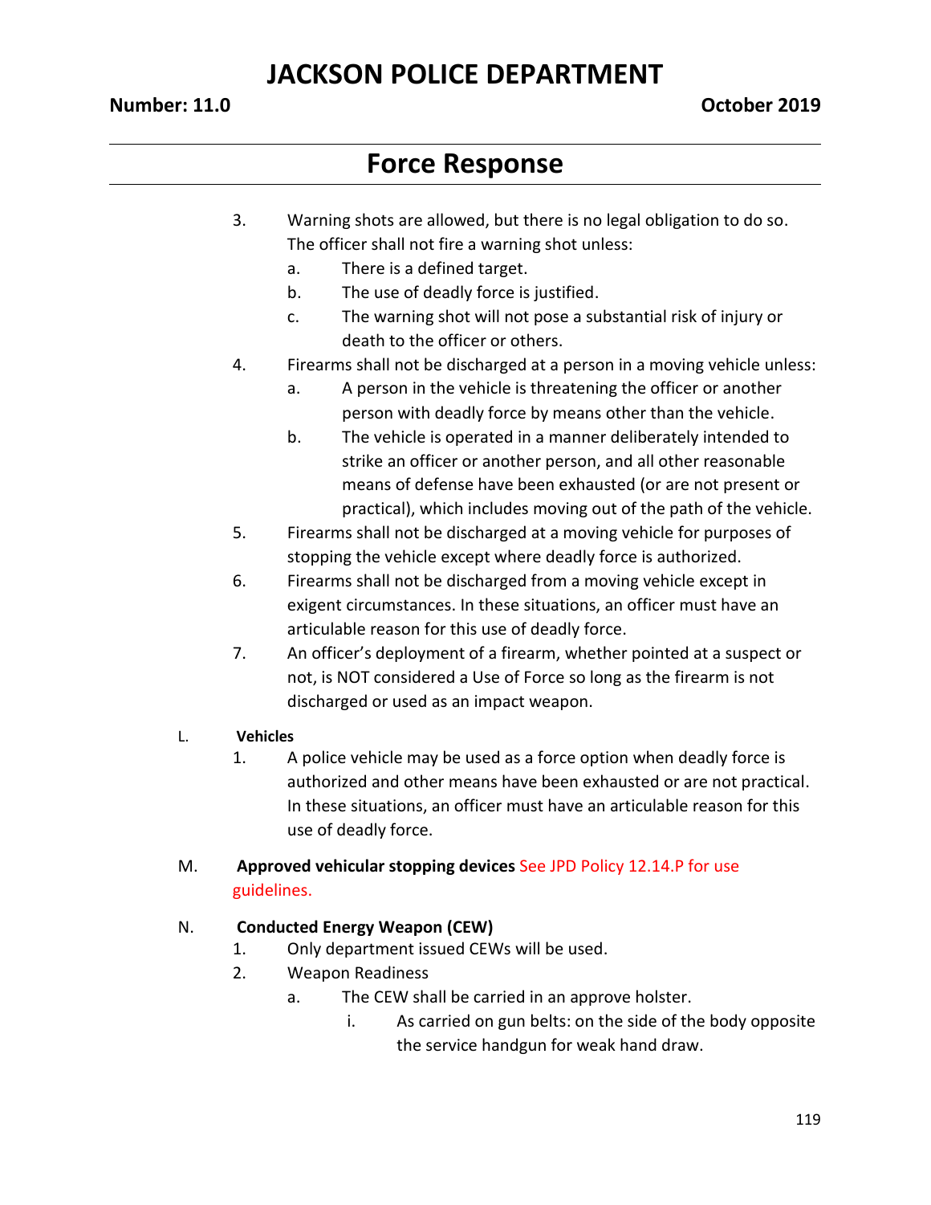3. Warning shots are allowed, but there is no legal obligation to do so. The officer shall not fire a warning shot unless:
    a. There is a defined target.
    b. The use of deadly force is justified.
    c. The warning shot will not pose a substantial risk of injury or death to the officer or others.
4. Firearms shall not be discharged at a person in a moving vehicle unless:
    a. A person in the vehicle is threatening the officer or another person with deadly force by means other than the vehicle.
    b. The vehicle is operated in a manner deliberately intended to strike an officer or another person, and all other reasonable means of defense have been exhausted (or are not present or practical), which includes moving out of the path of the vehicle.
5. Firearms shall not be discharged at a moving vehicle for purposes of stopping the vehicle except where deadly force is authorized.
6. Firearms shall not be discharged from a moving vehicle except in exigent circumstances. In these situations, an officer must have an articulable reason for this use of deadly force.
7. An officer's deployment of a firearm, whether pointed at a suspect or not, is NOT considered a Use of Force so long as the firearm is not discharged or used as an impact weapon.

L. **Vehicles**

1. A police vehicle may be used as a force option when deadly force is authorized and other means have been exhausted or are not practical. In these situations, an officer must have an articulable reason for this use of deadly force.

M. **Approved vehicular stopping devices** See JPD Policy 12.14.P for use guidelines.

N. **Conducted Energy Weapon (CEW)**

1. Only department issued CEWs will be used.
2. Weapon Readiness
    a. The CEW shall be carried in an approve holster.
        i. As carried on gun belts: on the side of the body opposite the service handgun for weak hand draw.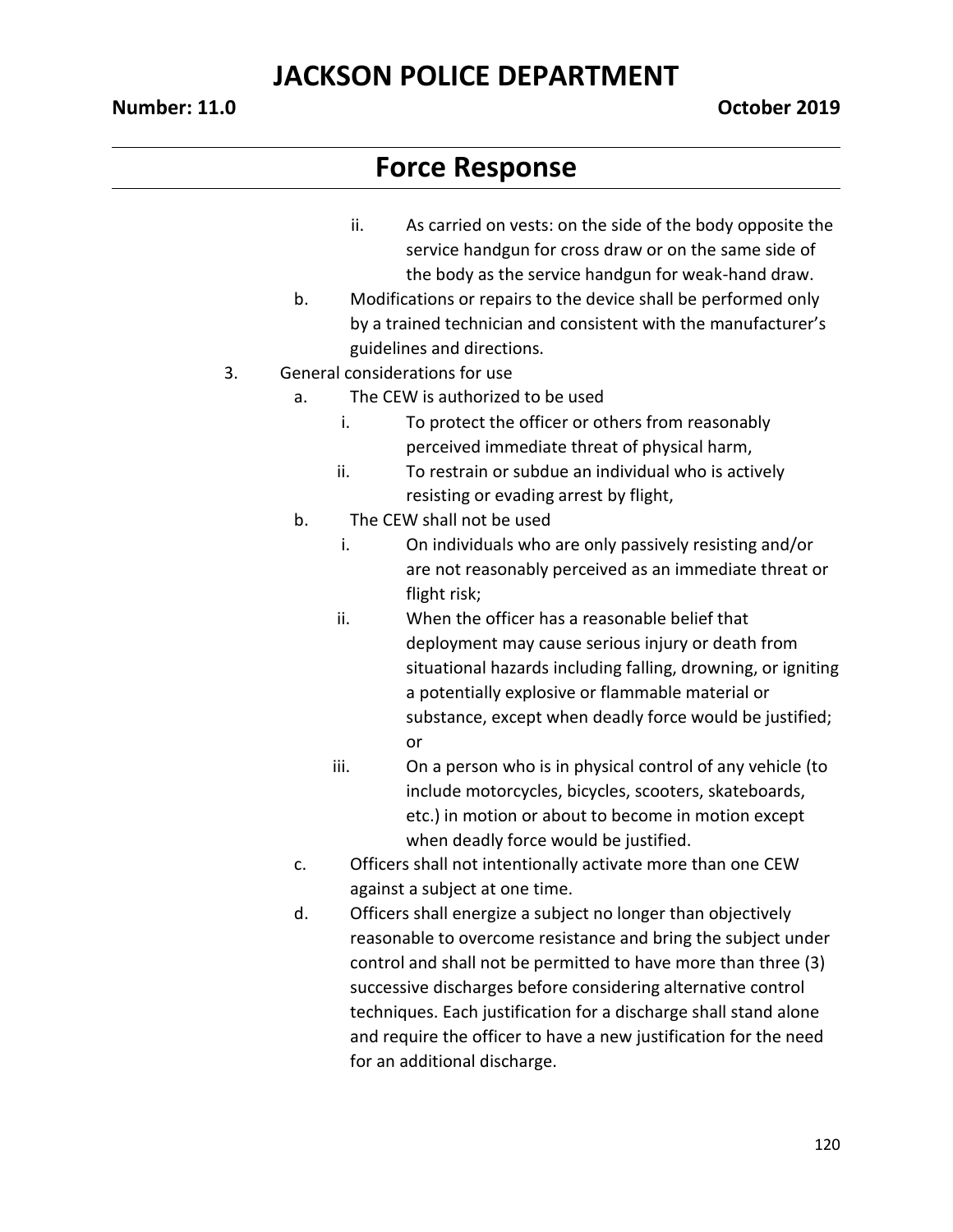ii. As carried on vests: on the side of the body opposite the service handgun for cross draw or on the same side of the body as the service handgun for weak-hand draw.

b. Modifications or repairs to the device shall be performed only by a trained technician and consistent with the manufacturer's guidelines and directions.

3. General considerations for use

   a. The CEW is authorized to be used

      i. To protect the officer or others from reasonably perceived immediate threat of physical harm,

      ii. To restrain or subdue an individual who is actively resisting or evading arrest by flight,

   b. The CEW shall not be used

      i. On individuals who are only passively resisting and/or are not reasonably perceived as an immediate threat or flight risk;

      ii. When the officer has a reasonable belief that deployment may cause serious injury or death from situational hazards including falling, drowning, or igniting a potentially explosive or flammable material or substance, except when deadly force would be justified; or

      iii. On a person who is in physical control of any vehicle (to include motorcycles, bicycles, scooters, skateboards, etc.) in motion or about to become in motion except when deadly force would be justified.

   c. Officers shall not intentionally activate more than one CEW against a subject at one time.

   d. Officers shall energize a subject no longer than objectively reasonable to overcome resistance and bring the subject under control and shall not be permitted to have more than three (3) successive discharges before considering alternative control techniques. Each justification for a discharge shall stand alone and require the officer to have a new justification for the need for an additional discharge.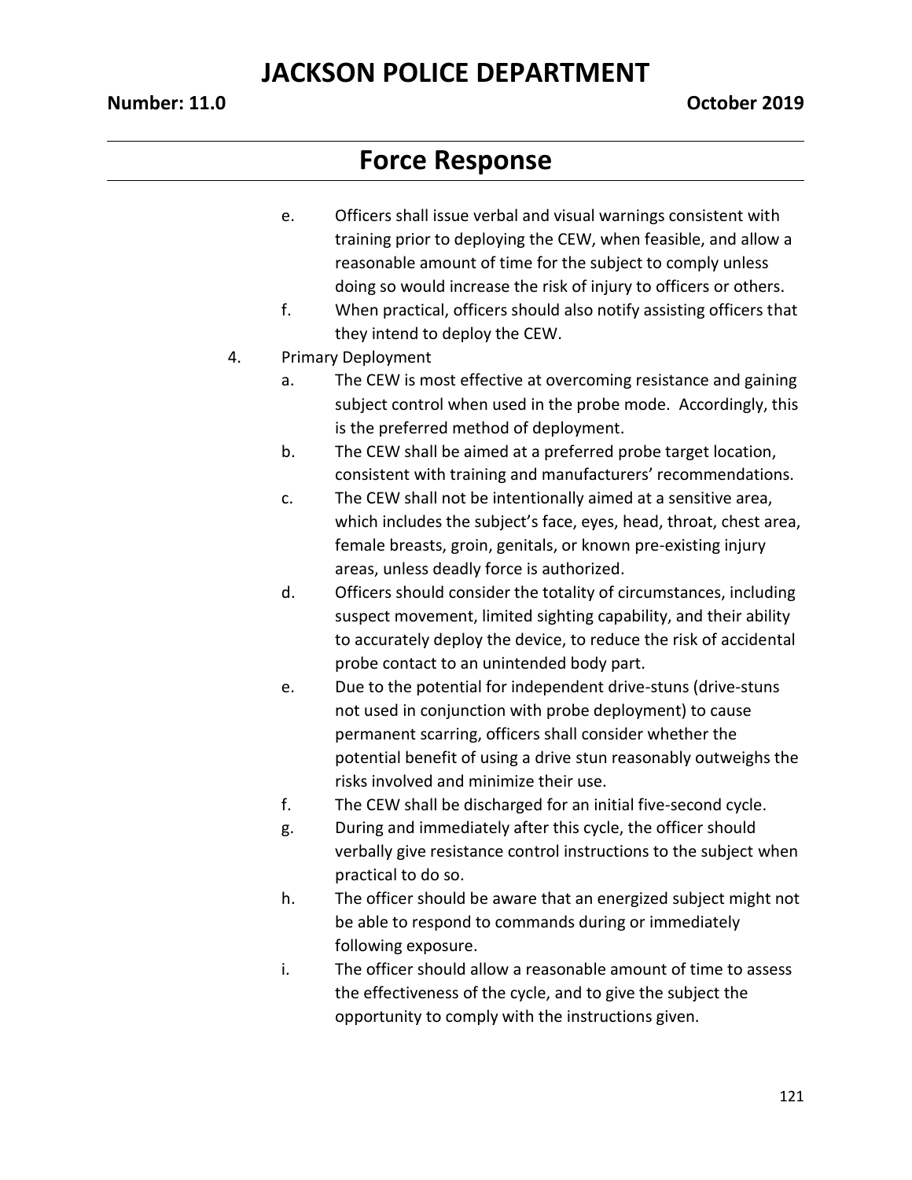e. Officers shall issue verbal and visual warnings consistent with training prior to deploying the CEW, when feasible, and allow a reasonable amount of time for the subject to comply unless doing so would increase the risk of injury to officers or others.

f. When practical, officers should also notify assisting officers that they intend to deploy the CEW.

4. Primary Deployment

   a. The CEW is most effective at overcoming resistance and gaining subject control when used in the probe mode. Accordingly, this is the preferred method of deployment.

   b. The CEW shall be aimed at a preferred probe target location, consistent with training and manufacturers' recommendations.

   c. The CEW shall not be intentionally aimed at a sensitive area, which includes the subject's face, eyes, head, throat, chest area, female breasts, groin, genitals, or known pre-existing injury areas, unless deadly force is authorized.

   d. Officers should consider the totality of circumstances, including suspect movement, limited sighting capability, and their ability to accurately deploy the device, to reduce the risk of accidental probe contact to an unintended body part.

   e. Due to the potential for independent drive-stuns (drive-stuns not used in conjunction with probe deployment) to cause permanent scarring, officers shall consider whether the potential benefit of using a drive stun reasonably outweighs the risks involved and minimize their use.

   f. The CEW shall be discharged for an initial five-second cycle.

   g. During and immediately after this cycle, the officer should verbally give resistance control instructions to the subject when practical to do so.

   h. The officer should be aware that an energized subject might not be able to respond to commands during or immediately following exposure.

   i. The officer should allow a reasonable amount of time to assess the effectiveness of the cycle, and to give the subject the opportunity to comply with the instructions given.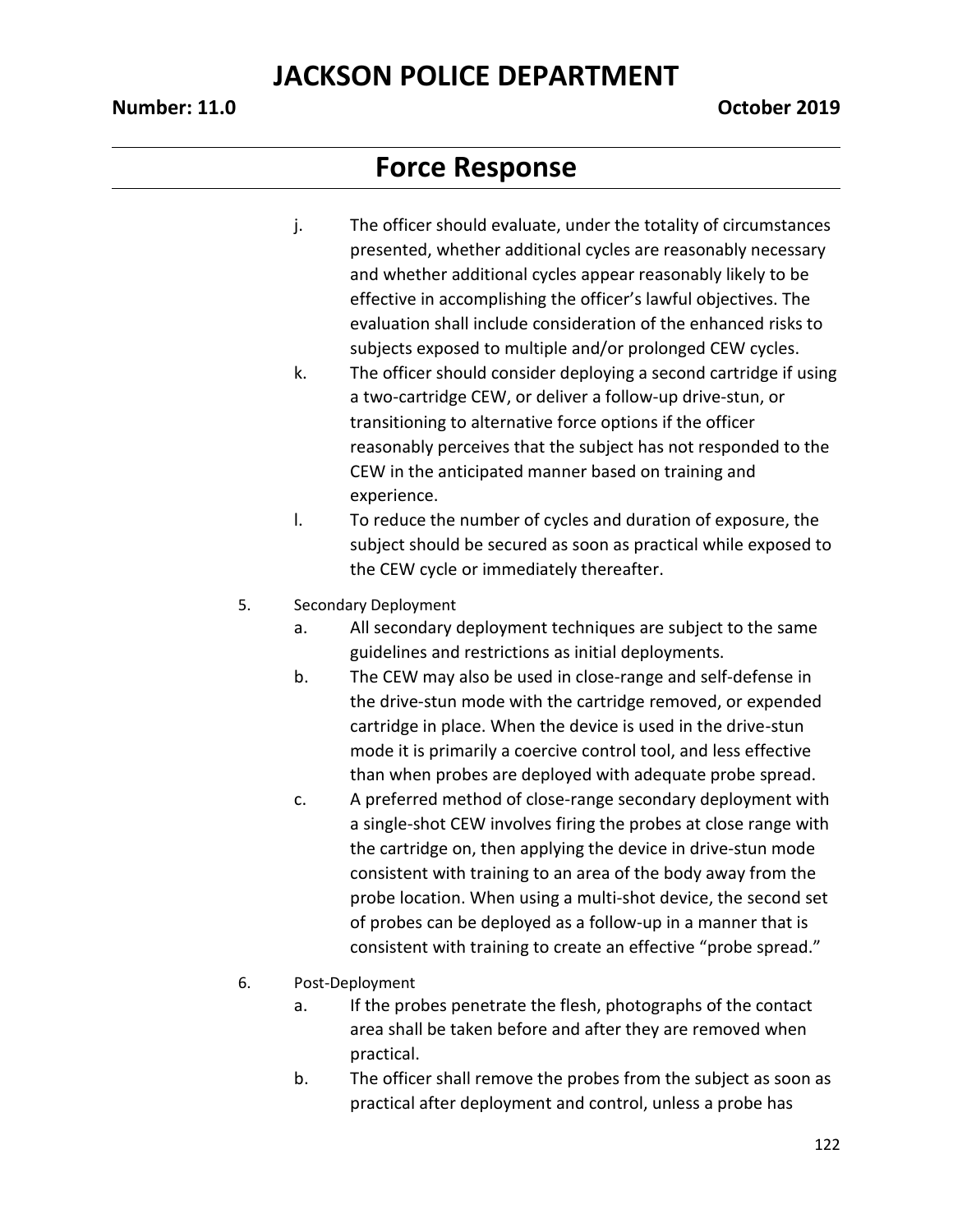j. The officer should evaluate, under the totality of circumstances presented, whether additional cycles are reasonably necessary and whether additional cycles appear reasonably likely to be effective in accomplishing the officer's lawful objectives. The evaluation shall include consideration of the enhanced risks to subjects exposed to multiple and/or prolonged CEW cycles.

k. The officer should consider deploying a second cartridge if using a two-cartridge CEW, or deliver a follow-up drive-stun, or transitioning to alternative force options if the officer reasonably perceives that the subject has not responded to the CEW in the anticipated manner based on training and experience.

l. To reduce the number of cycles and duration of exposure, the subject should be secured as soon as practical while exposed to the CEW cycle or immediately thereafter.

5. Secondary Deployment

   a. All secondary deployment techniques are subject to the same guidelines and restrictions as initial deployments.

   b. The CEW may also be used in close-range and self-defense in the drive-stun mode with the cartridge removed, or expended cartridge in place. When the device is used in the drive-stun mode it is primarily a coercive control tool, and less effective than when probes are deployed with adequate probe spread.

   c. A preferred method of close-range secondary deployment with a single-shot CEW involves firing the probes at close range with the cartridge on, then applying the device in drive-stun mode consistent with training to an area of the body away from the probe location. When using a multi-shot device, the second set of probes can be deployed as a follow-up in a manner that is consistent with training to create an effective "probe spread."

6. Post-Deployment

   a. If the probes penetrate the flesh, photographs of the contact area shall be taken before and after they are removed when practical.

   b. The officer shall remove the probes from the subject as soon as practical after deployment and control, unless a probe has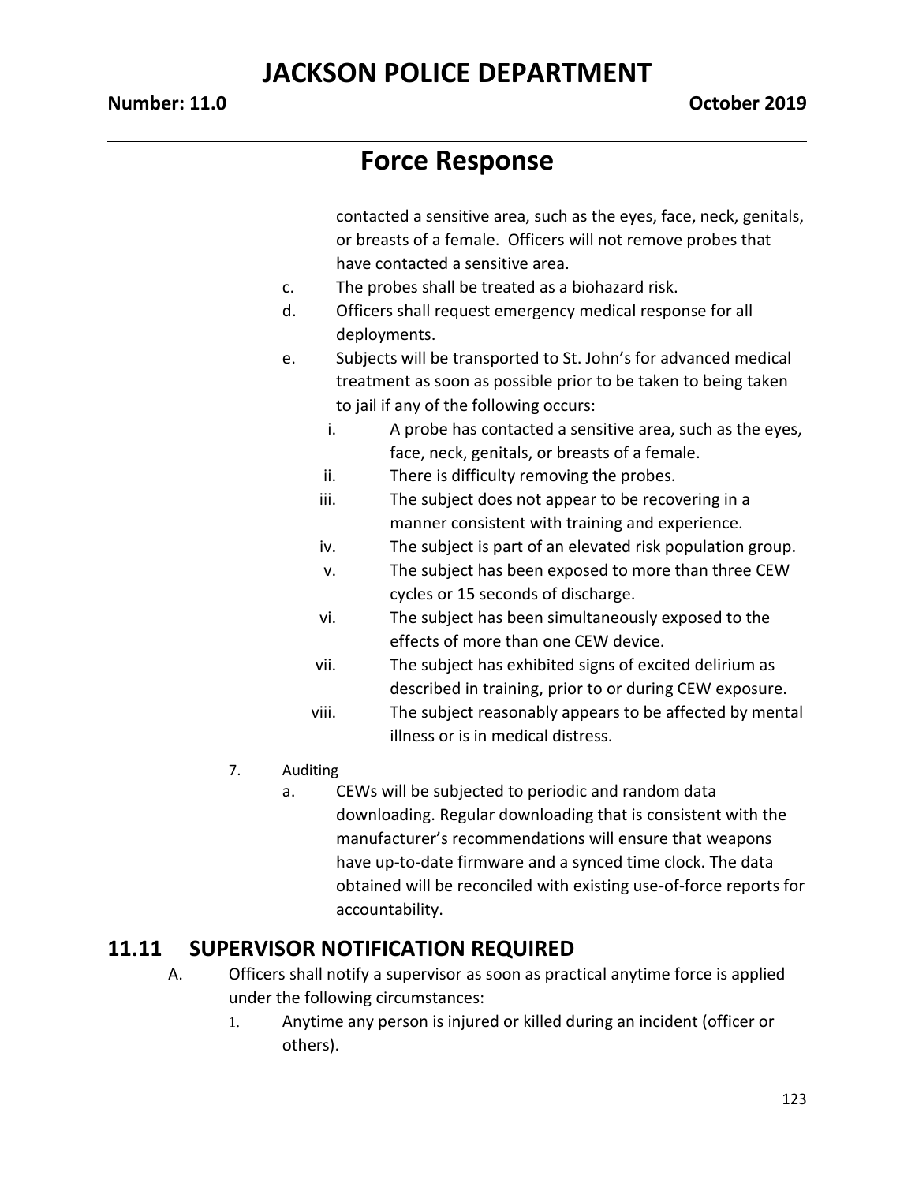contacted a sensitive area, such as the eyes, face, neck, genitals, or breasts of a female. Officers will not remove probes that have contacted a sensitive area.

c. The probes shall be treated as a biohazard risk.

d. Officers shall request emergency medical response for all deployments.

e. Subjects will be transported to St. John's for advanced medical treatment as soon as possible prior to be taken to being taken to jail if any of the following occurs:

   i. A probe has contacted a sensitive area, such as the eyes, face, neck, genitals, or breasts of a female.

   ii. There is difficulty removing the probes.

   iii. The subject does not appear to be recovering in a manner consistent with training and experience.

   iv. The subject is part of an elevated risk population group.

   v. The subject has been exposed to more than three CEW cycles or 15 seconds of discharge.

   vi. The subject has been simultaneously exposed to the effects of more than one CEW device.

   vii. The subject has exhibited signs of excited delirium as described in training, prior to or during CEW exposure.

   viii. The subject reasonably appears to be affected by mental illness or is in medical distress.

7. Auditing

   a. CEWs will be subjected to periodic and random data downloading. Regular downloading that is consistent with the manufacturer's recommendations will ensure that weapons have up-to-date firmware and a synced time clock. The data obtained will be reconciled with existing use-of-force reports for accountability.

## 11.11 SUPERVISOR NOTIFICATION REQUIRED

A. Officers shall notify a supervisor as soon as practical anytime force is applied under the following circumstances:

   1. Anytime any person is injured or killed during an incident (officer or others).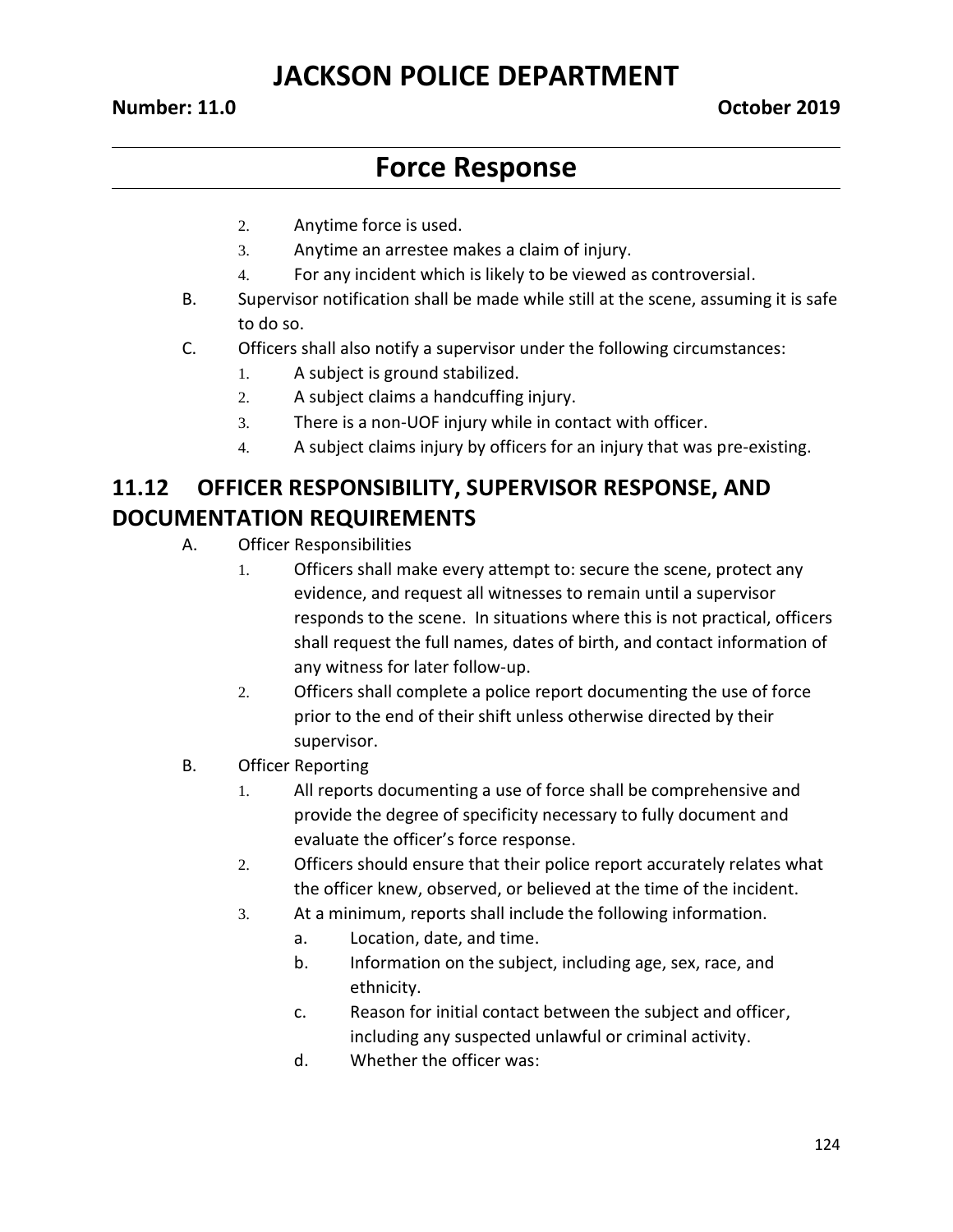2. Anytime force is used.
3. Anytime an arrestee makes a claim of injury.
4. For any incident which is likely to be viewed as controversial.

B. Supervisor notification shall be made while still at the scene, assuming it is safe to do so.

C. Officers shall also notify a supervisor under the following circumstances:
   1. A subject is ground stabilized.
   2. A subject claims a handcuffing injury.
   3. There is a non-UOF injury while in contact with officer.
   4. A subject claims injury by officers for an injury that was pre-existing.

## 11.12 OFFICER RESPONSIBILITY, SUPERVISOR RESPONSE, AND DOCUMENTATION REQUIREMENTS

A. Officer Responsibilities
   1. Officers shall make every attempt to: secure the scene, protect any evidence, and request all witnesses to remain until a supervisor responds to the scene. In situations where this is not practical, officers shall request the full names, dates of birth, and contact information of any witness for later follow-up.
   2. Officers shall complete a police report documenting the use of force prior to the end of their shift unless otherwise directed by their supervisor.

B. Officer Reporting
   1. All reports documenting a use of force shall be comprehensive and provide the degree of specificity necessary to fully document and evaluate the officer's force response.
   2. Officers should ensure that their police report accurately relates what the officer knew, observed, or believed at the time of the incident.
   3. At a minimum, reports shall include the following information.
      a. Location, date, and time.
      b. Information on the subject, including age, sex, race, and ethnicity.
      c. Reason for initial contact between the subject and officer, including any suspected unlawful or criminal activity.
      d. Whether the officer was: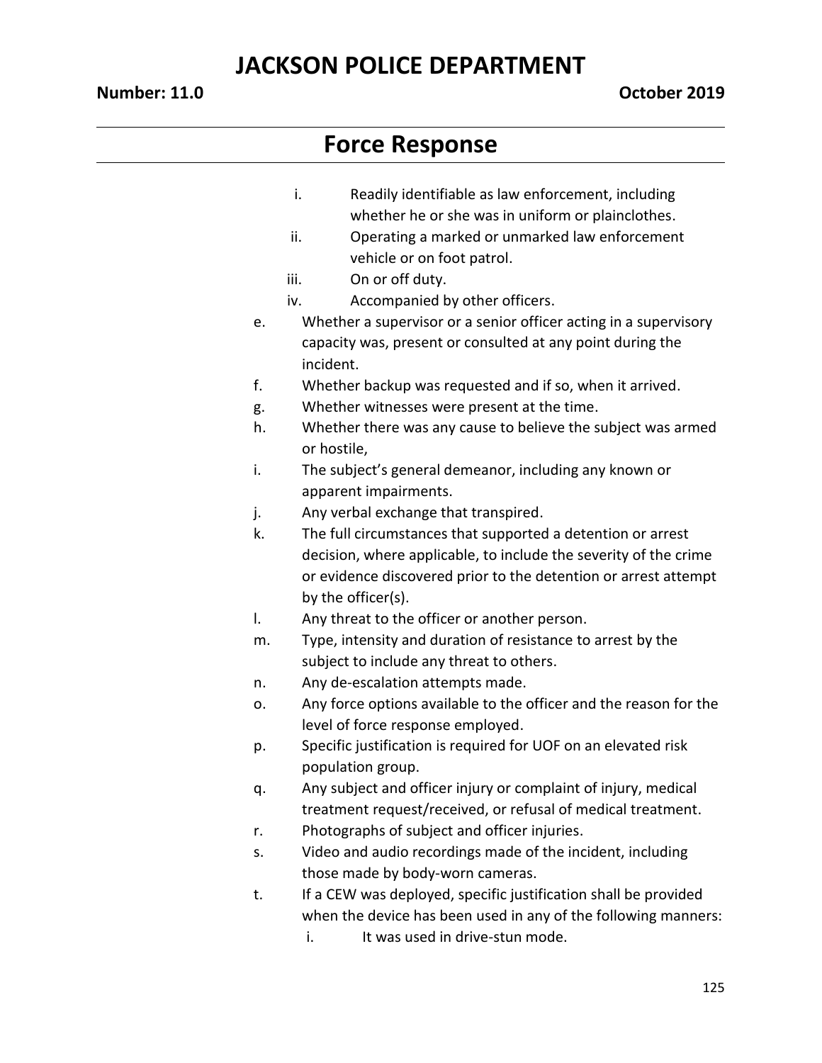# Force Response

   i. Readily identifiable as law enforcement, including whether he or she was in uniform or plainclothes.
   ii. Operating a marked or unmarked law enforcement vehicle or on foot patrol.
   iii. On or off duty.
   iv. Accompanied by other officers.

e. Whether a supervisor or a senior officer acting in a supervisory capacity was, present or consulted at any point during the incident.
f. Whether backup was requested and if so, when it arrived.
g. Whether witnesses were present at the time.
h. Whether there was any cause to believe the subject was armed or hostile,
i. The subject's general demeanor, including any known or apparent impairments.
j. Any verbal exchange that transpired.
k. The full circumstances that supported a detention or arrest decision, where applicable, to include the severity of the crime or evidence discovered prior to the detention or arrest attempt by the officer(s).
l. Any threat to the officer or another person.
m. Type, intensity and duration of resistance to arrest by the subject to include any threat to others.
n. Any de-escalation attempts made.
o. Any force options available to the officer and the reason for the level of force response employed.
p. Specific justification is required for UOF on an elevated risk population group.
q. Any subject and officer injury or complaint of injury, medical treatment request/received, or refusal of medical treatment.
r. Photographs of subject and officer injuries.
s. Video and audio recordings made of the incident, including those made by body-worn cameras.
t. If a CEW was deployed, specific justification shall be provided when the device has been used in any of the following manners:
   i. It was used in drive-stun mode.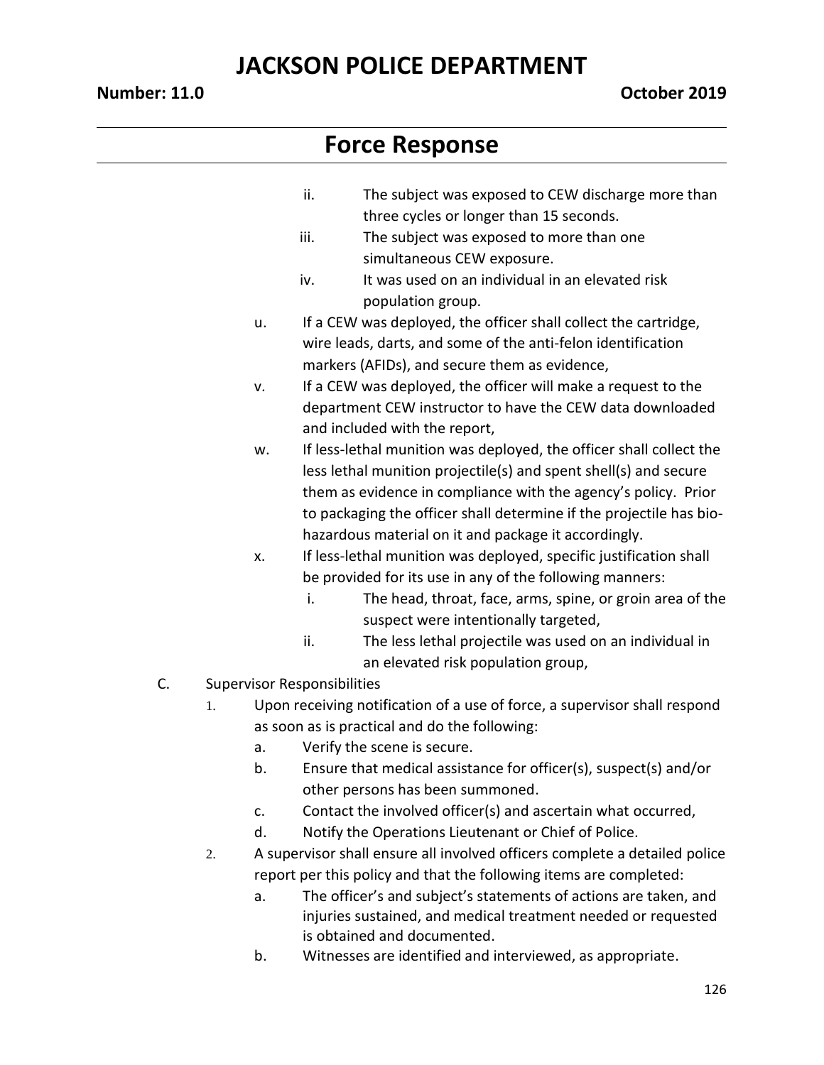## Force Response

- ii. The subject was exposed to CEW discharge more than three cycles or longer than 15 seconds.
- iii. The subject was exposed to more than one simultaneous CEW exposure.
- iv. It was used on an individual in an elevated risk population group.

u. If a CEW was deployed, the officer shall collect the cartridge, wire leads, darts, and some of the anti-felon identification markers (AFIDs), and secure them as evidence,

v. If a CEW was deployed, the officer will make a request to the department CEW instructor to have the CEW data downloaded and included with the report,

w. If less-lethal munition was deployed, the officer shall collect the less lethal munition projectile(s) and spent shell(s) and secure them as evidence in compliance with the agency's policy. Prior to packaging the officer shall determine if the projectile has bio-hazardous material on it and package it accordingly.

x. If less-lethal munition was deployed, specific justification shall be provided for its use in any of the following manners:

- i. The head, throat, face, arms, spine, or groin area of the suspect were intentionally targeted,
- ii. The less lethal projectile was used on an individual in an elevated risk population group,

C. Supervisor Responsibilities

1. Upon receiving notification of a use of force, a supervisor shall respond as soon as is practical and do the following:
   - a. Verify the scene is secure.
   - b. Ensure that medical assistance for officer(s), suspect(s) and/or other persons has been summoned.
   - c. Contact the involved officer(s) and ascertain what occurred,
   - d. Notify the Operations Lieutenant or Chief of Police.
2. A supervisor shall ensure all involved officers complete a detailed police report per this policy and that the following items are completed:
   - a. The officer's and subject's statements of actions are taken, and injuries sustained, and medical treatment needed or requested is obtained and documented.
   - b. Witnesses are identified and interviewed, as appropriate.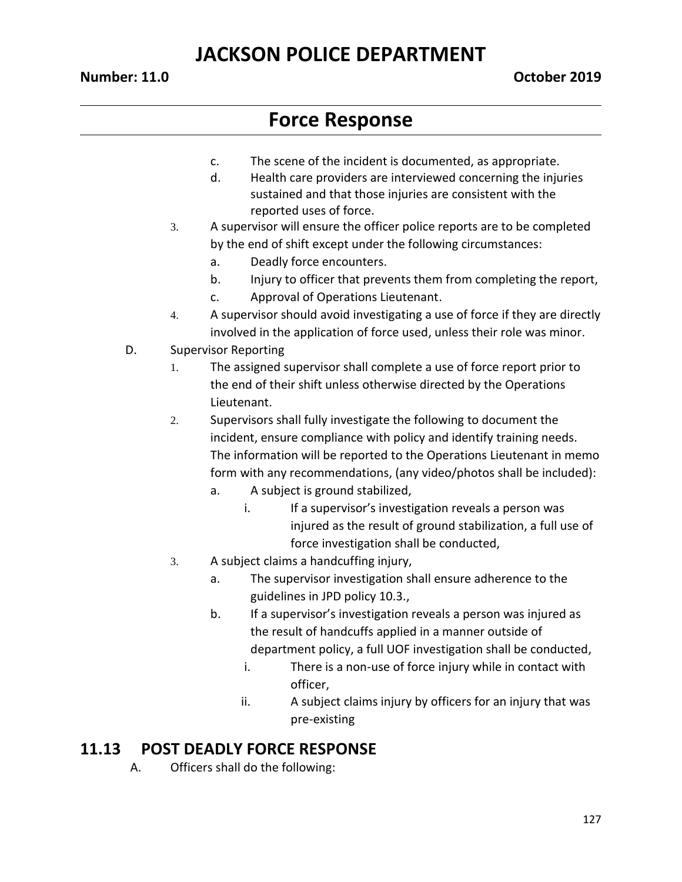c. The scene of the incident is documented, as appropriate.
d. Health care providers are interviewed concerning the injuries sustained and that those injuries are consistent with the reported uses of force.

3. A supervisor will ensure the officer police reports are to be completed by the end of shift except under the following circumstances:
   a. Deadly force encounters.
   b. Injury to officer that prevents them from completing the report,
   c. Approval of Operations Lieutenant.
4. A supervisor should avoid investigating a use of force if they are directly involved in the application of force used, unless their role was minor.

D. Supervisor Reporting

1. The assigned supervisor shall complete a use of force report prior to the end of their shift unless otherwise directed by the Operations Lieutenant.
2. Supervisors shall fully investigate the following to document the incident, ensure compliance with policy and identify training needs. The information will be reported to the Operations Lieutenant in memo form with any recommendations, (any video/photos shall be included):
   a. A subject is ground stabilized,
      i. If a supervisor's investigation reveals a person was injured as the result of ground stabilization, a full use of force investigation shall be conducted,
3. A subject claims a handcuffing injury,
   a. The supervisor investigation shall ensure adherence to the guidelines in JPD policy 10.3.,
   b. If a supervisor's investigation reveals a person was injured as the result of handcuffs applied in a manner outside of department policy, a full UOF investigation shall be conducted,
      i. There is a non-use of force injury while in contact with officer,
      ii. A subject claims injury by officers for an injury that was pre-existing

## 11.13 POST DEADLY FORCE RESPONSE

A. Officers shall do the following: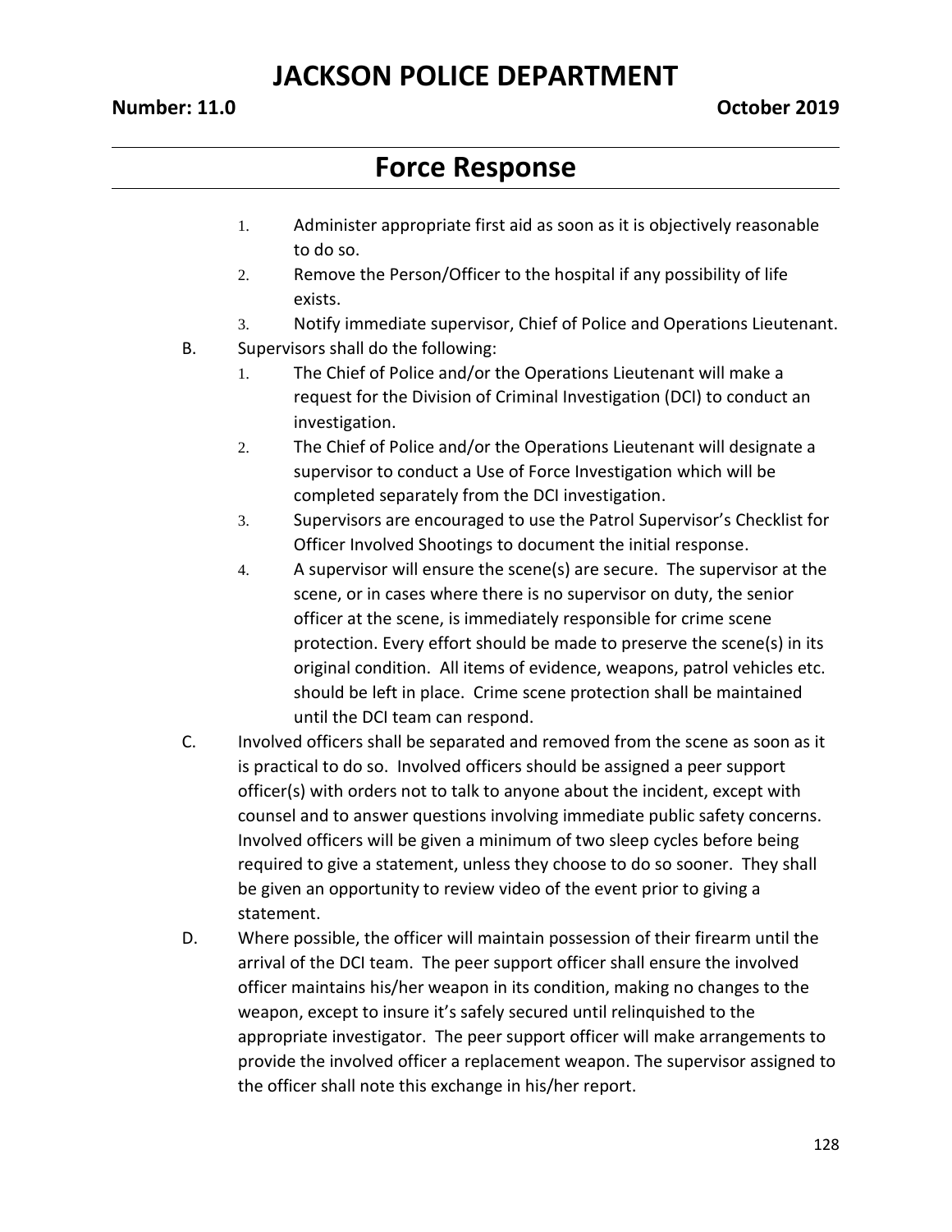1. Administer appropriate first aid as soon as it is objectively reasonable to do so.
2. Remove the Person/Officer to the hospital if any possibility of life exists.
3. Notify immediate supervisor, Chief of Police and Operations Lieutenant.

B. Supervisors shall do the following:

1. The Chief of Police and/or the Operations Lieutenant will make a request for the Division of Criminal Investigation (DCI) to conduct an investigation.
2. The Chief of Police and/or the Operations Lieutenant will designate a supervisor to conduct a Use of Force Investigation which will be completed separately from the DCI investigation.
3. Supervisors are encouraged to use the Patrol Supervisor's Checklist for Officer Involved Shootings to document the initial response.
4. A supervisor will ensure the scene(s) are secure. The supervisor at the scene, or in cases where there is no supervisor on duty, the senior officer at the scene, is immediately responsible for crime scene protection. Every effort should be made to preserve the scene(s) in its original condition. All items of evidence, weapons, patrol vehicles etc. should be left in place. Crime scene protection shall be maintained until the DCI team can respond.

C. Involved officers shall be separated and removed from the scene as soon as it is practical to do so. Involved officers should be assigned a peer support officer(s) with orders not to talk to anyone about the incident, except with counsel and to answer questions involving immediate public safety concerns. Involved officers will be given a minimum of two sleep cycles before being required to give a statement, unless they choose to do so sooner. They shall be given an opportunity to review video of the event prior to giving a statement.

D. Where possible, the officer will maintain possession of their firearm until the arrival of the DCI team. The peer support officer shall ensure the involved officer maintains his/her weapon in its condition, making no changes to the weapon, except to insure it's safely secured until relinquished to the appropriate investigator. The peer support officer will make arrangements to provide the involved officer a replacement weapon. The supervisor assigned to the officer shall note this exchange in his/her report.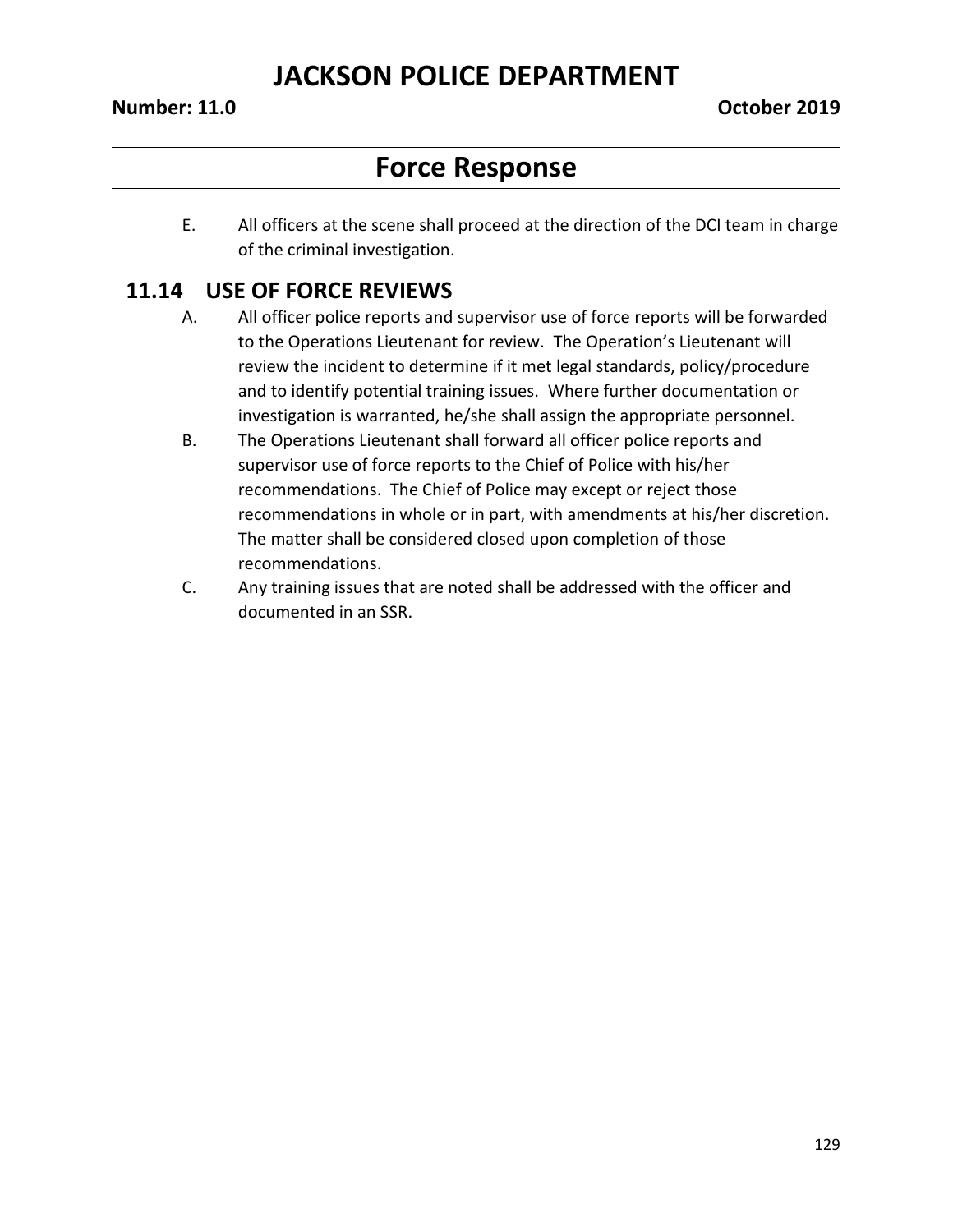E. All officers at the scene shall proceed at the direction of the DCI team in charge of the criminal investigation.

## 11.14 USE OF FORCE REVIEWS

A. All officer police reports and supervisor use of force reports will be forwarded to the Operations Lieutenant for review. The Operation's Lieutenant will review the incident to determine if it met legal standards, policy/procedure and to identify potential training issues. Where further documentation or investigation is warranted, he/she shall assign the appropriate personnel.

B. The Operations Lieutenant shall forward all officer police reports and supervisor use of force reports to the Chief of Police with his/her recommendations. The Chief of Police may except or reject those recommendations in whole or in part, with amendments at his/her discretion. The matter shall be considered closed upon completion of those recommendations.

C. Any training issues that are noted shall be addressed with the officer and documented in an SSR.